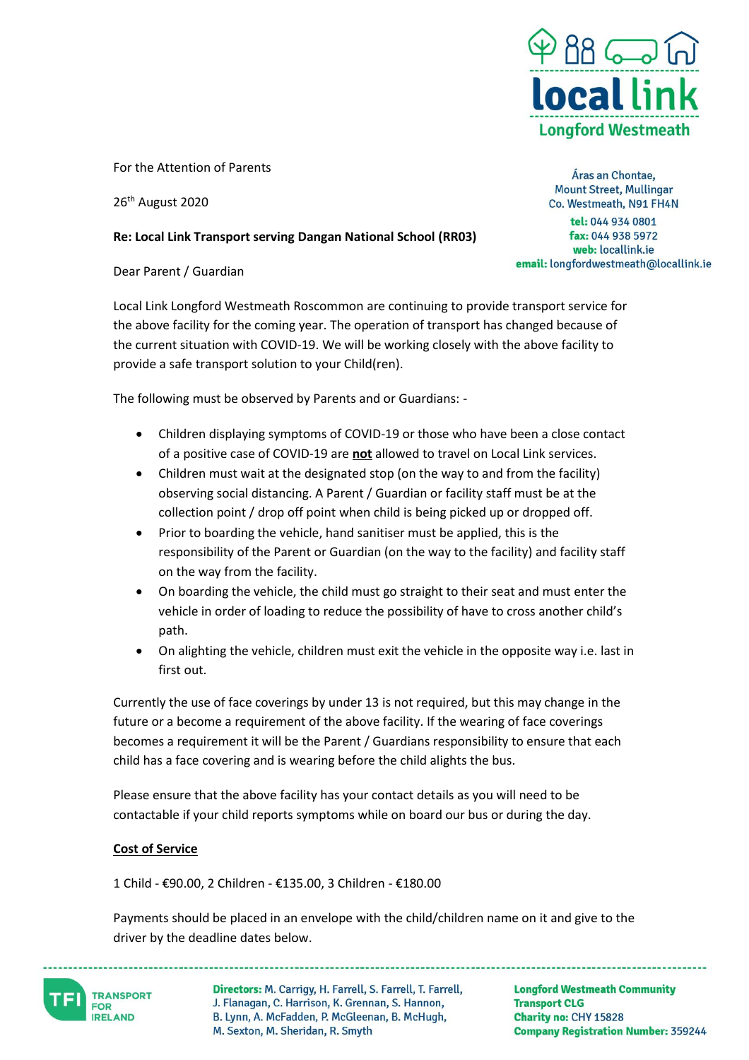local link
Longford Westmeath

Áras an Chontae,
Mount Street, Mullingar
Co. Westmeath, N91 FH4N
**tel:** 044 934 0801
**fax:** 044 938 5972
**web:** locallink.ie
**email:** longfordwestmeath@locallink.ie

For the Attention of Parents

26th August 2020

**Re: Local Link Transport serving Dangan National School (RR03)**

Dear Parent / Guardian

Local Link Longford Westmeath Roscommon are continuing to provide transport service for the above facility for the coming year. The operation of transport has changed because of the current situation with COVID-19. We will be working closely with the above facility to provide a safe transport solution to your Child(ren).

The following must be observed by Parents and or Guardians: -

- Children displaying symptoms of COVID-19 or those who have been a close contact of a positive case of COVID-19 are **not** allowed to travel on Local Link services.
- Children must wait at the designated stop (on the way to and from the facility) observing social distancing. A Parent / Guardian or facility staff must be at the collection point / drop off point when child is being picked up or dropped off.
- Prior to boarding the vehicle, hand sanitiser must be applied, this is the responsibility of the Parent or Guardian (on the way to the facility) and facility staff on the way from the facility.
- On boarding the vehicle, the child must go straight to their seat and must enter the vehicle in order of loading to reduce the possibility of have to cross another child's path.
- On alighting the vehicle, children must exit the vehicle in the opposite way i.e. last in first out.

Currently the use of face coverings by under 13 is not required, but this may change in the future or a become a requirement of the above facility. If the wearing of face coverings becomes a requirement it will be the Parent / Guardians responsibility to ensure that each child has a face covering and is wearing before the child alights the bus.

Please ensure that the above facility has your contact details as you will need to be contactable if your child reports symptoms while on board our bus or during the day.

**Cost of Service**

1 Child - €90.00, 2 Children - €135.00, 3 Children - €180.00

Payments should be placed in an envelope with the child/children name on it and give to the driver by the deadline dates below.

TFI TRANSPORT FOR IRELAND

**Directors:** M. Carrigy, H. Farrell, S. Farrell, T. Farrell, J. Flanagan, C. Harrison, K. Grennan, S. Hannon, B. Lynn, A. McFadden, P. McGleenan, B. McHugh, M. Sexton, M. Sheridan, R. Smyth

**Longford Westmeath Community Transport CLG**
**Charity no:** CHY 15828
**Company Registration Number:** 359244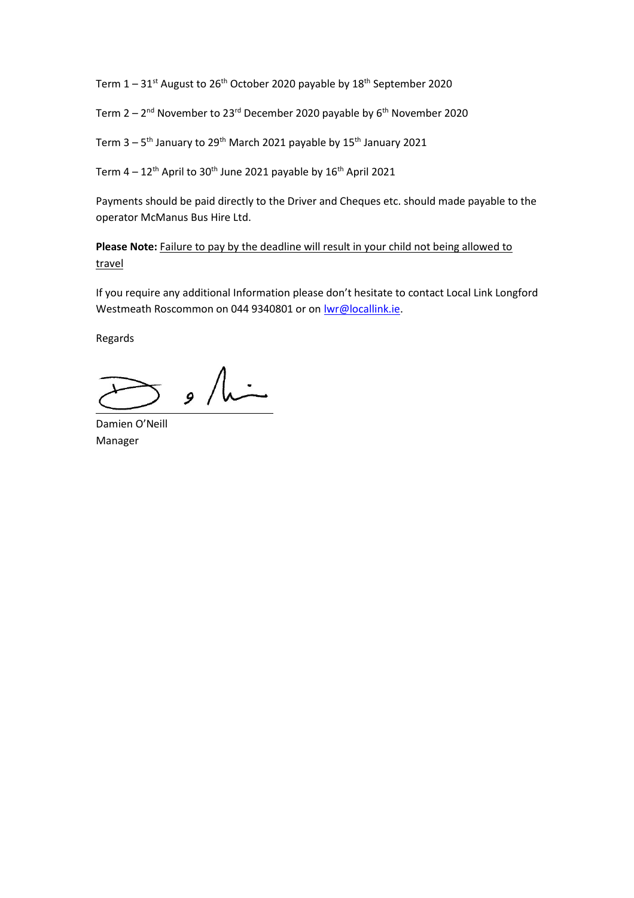Term 1 – 31st August to 26th October 2020 payable by 18th September 2020

Term 2 – 2nd November to 23rd December 2020 payable by 6th November 2020

Term 3 – 5th January to 29th March 2021 payable by 15th January 2021

Term 4 – 12th April to 30th June 2021 payable by 16th April 2021

Payments should be paid directly to the Driver and Cheques etc. should made payable to the operator McManus Bus Hire Ltd.

**Please Note:** Failure to pay by the deadline will result in your child not being allowed to travel

If you require any additional Information please don't hesitate to contact Local Link Longford Westmeath Roscommon on 044 9340801 or on lwr@locallink.ie.

Regards

Damien O'Neill
Manager